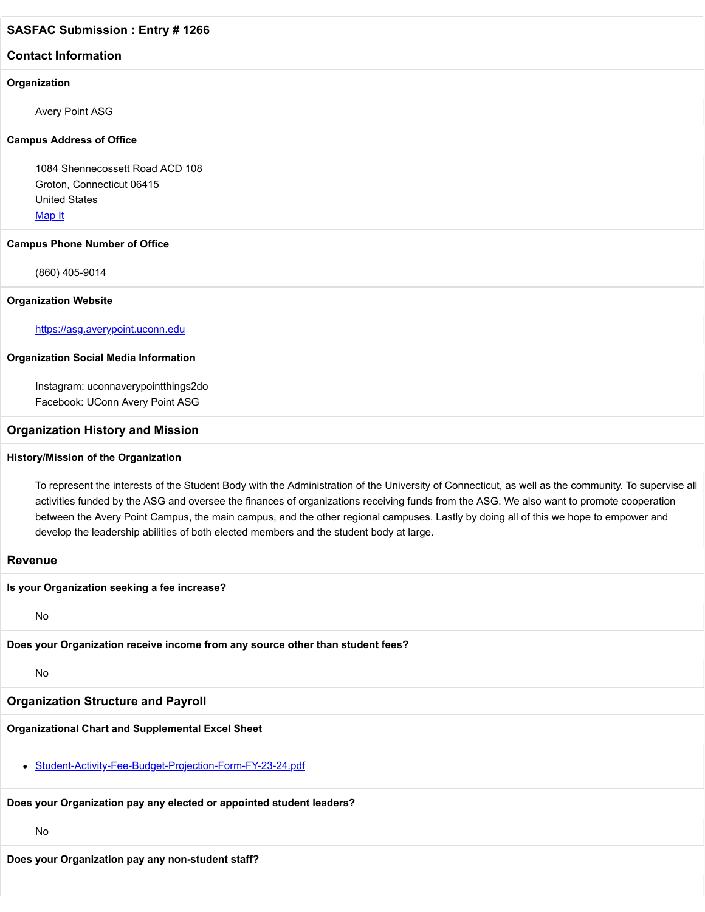## SASFAC Submission : Entry # 1266

### Contact Information

**Organization**

Avery Point ASG

**Campus Address of Office**

1084 Shennecossett Road ACD 108
Groton, Connecticut 06415
United States
[Map It]

**Campus Phone Number of Office**

(860) 405-9014

**Organization Website**

https://asg.averypoint.uconn.edu

**Organization Social Media Information**

Instagram: uconnaverypointthings2do
Facebook: UConn Avery Point ASG

### Organization History and Mission

**History/Mission of the Organization**

To represent the interests of the Student Body with the Administration of the University of Connecticut, as well as the community. To supervise all activities funded by the ASG and oversee the finances of organizations receiving funds from the ASG. We also want to promote cooperation between the Avery Point Campus, the main campus, and the other regional campuses. Lastly by doing all of this we hope to empower and develop the leadership abilities of both elected members and the student body at large.

### Revenue

**Is your Organization seeking a fee increase?**

No

**Does your Organization receive income from any source other than student fees?**

No

### Organization Structure and Payroll

**Organizational Chart and Supplemental Excel Sheet**

- Student-Activity-Fee-Budget-Projection-Form-FY-23-24.pdf

**Does your Organization pay any elected or appointed student leaders?**

No

**Does your Organization pay any non-student staff?**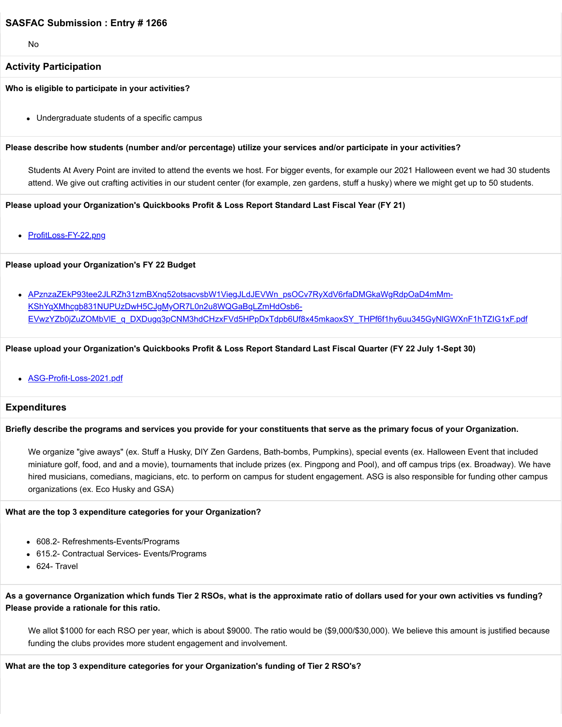## SASFAC Submission : Entry # 1266

No

## Activity Participation

**Who is eligible to participate in your activities?**

- Undergraduate students of a specific campus

**Please describe how students (number and/or percentage) utilize your services and/or participate in your activities?**

Students At Avery Point are invited to attend the events we host. For bigger events, for example our 2021 Halloween event we had 30 students attend. We give out crafting activities in our student center (for example, zen gardens, stuff a husky) where we might get up to 50 students.

**Please upload your Organization's Quickbooks Profit & Loss Report Standard Last Fiscal Year (FY 21)**

- [ProfitLoss-FY-22.png]

**Please upload your Organization's FY 22 Budget**

- [APznzaZEkP93tee2JLRZh31zmBXnq52otsacvsbW1ViegJLdJEVWn_psOCv7RyXdV6rfaDMGkaWgRdpOaD4mMm-KShYqXMhcgb831NUPUzDwH5CJgMyOR7L0n2u8WQGaBqLZmHdOsb6-EVwzYZb0jZuZOMbVlE_q_DXDugq3pCNM3hdCHzxFVd5HPpDxTdpb6Uf8x45mkaoxSY_THPf6f1hy6uu345GyNlGWXnF1hTZIG1xF.pdf]

**Please upload your Organization's Quickbooks Profit & Loss Report Standard Last Fiscal Quarter (FY 22 July 1-Sept 30)**

- [ASG-Profit-Loss-2021.pdf]

## Expenditures

**Briefly describe the programs and services you provide for your constituents that serve as the primary focus of your Organization.**

We organize "give aways" (ex. Stuff a Husky, DIY Zen Gardens, Bath-bombs, Pumpkins), special events (ex. Halloween Event that included miniature golf, food, and and a movie), tournaments that include prizes (ex. Pingpong and Pool), and off campus trips (ex. Broadway). We have hired musicians, comedians, magicians, etc. to perform on campus for student engagement. ASG is also responsible for funding other campus organizations (ex. Eco Husky and GSA)

**What are the top 3 expenditure categories for your Organization?**

- 608.2- Refreshments-Events/Programs
- 615.2- Contractual Services- Events/Programs
- 624- Travel

**As a governance Organization which funds Tier 2 RSOs, what is the approximate ratio of dollars used for your own activities vs funding? Please provide a rationale for this ratio.**

We allot $1000 for each RSO per year, which is about $9000. The ratio would be ($9,000/$30,000). We believe this amount is justified because funding the clubs provides more student engagement and involvement.

**What are the top 3 expenditure categories for your Organization's funding of Tier 2 RSO's?**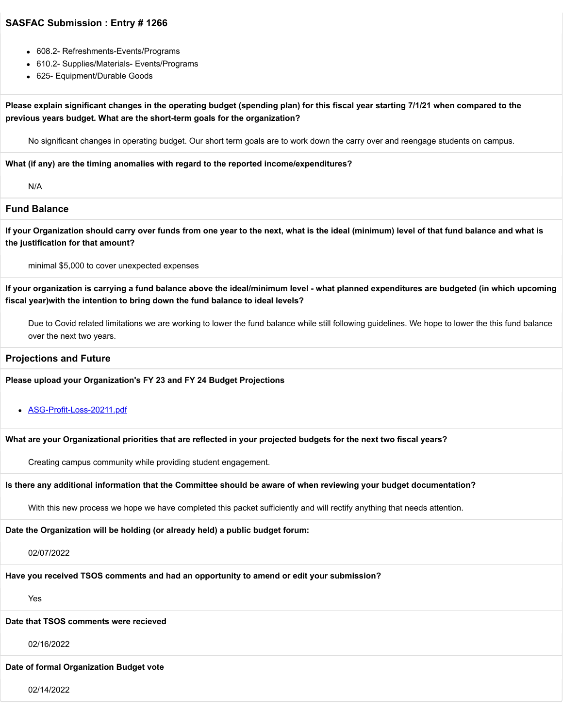## SASFAC Submission : Entry # 1266

- 608.2- Refreshments-Events/Programs
- 610.2- Supplies/Materials- Events/Programs
- 625- Equipment/Durable Goods

**Please explain significant changes in the operating budget (spending plan) for this fiscal year starting 7/1/21 when compared to the previous years budget. What are the short-term goals for the organization?**

No significant changes in operating budget. Our short term goals are to work down the carry over and reengage students on campus.

**What (if any) are the timing anomalies with regard to the reported income/expenditures?**

N/A

### Fund Balance

**If your Organization should carry over funds from one year to the next, what is the ideal (minimum) level of that fund balance and what is the justification for that amount?**

minimal $5,000 to cover unexpected expenses

**If your organization is carrying a fund balance above the ideal/minimum level - what planned expenditures are budgeted (in which upcoming fiscal year)with the intention to bring down the fund balance to ideal levels?**

Due to Covid related limitations we are working to lower the fund balance while still following guidelines. We hope to lower the this fund balance over the next two years.

### Projections and Future

**Please upload your Organization's FY 23 and FY 24 Budget Projections**

- ASG-Profit-Loss-20211.pdf

**What are your Organizational priorities that are reflected in your projected budgets for the next two fiscal years?**

Creating campus community while providing student engagement.

**Is there any additional information that the Committee should be aware of when reviewing your budget documentation?**

With this new process we hope we have completed this packet sufficiently and will rectify anything that needs attention.

**Date the Organization will be holding (or already held) a public budget forum:**

02/07/2022

**Have you received TSOS comments and had an opportunity to amend or edit your submission?**

Yes

**Date that TSOS comments were recieved**

02/16/2022

**Date of formal Organization Budget vote**

02/14/2022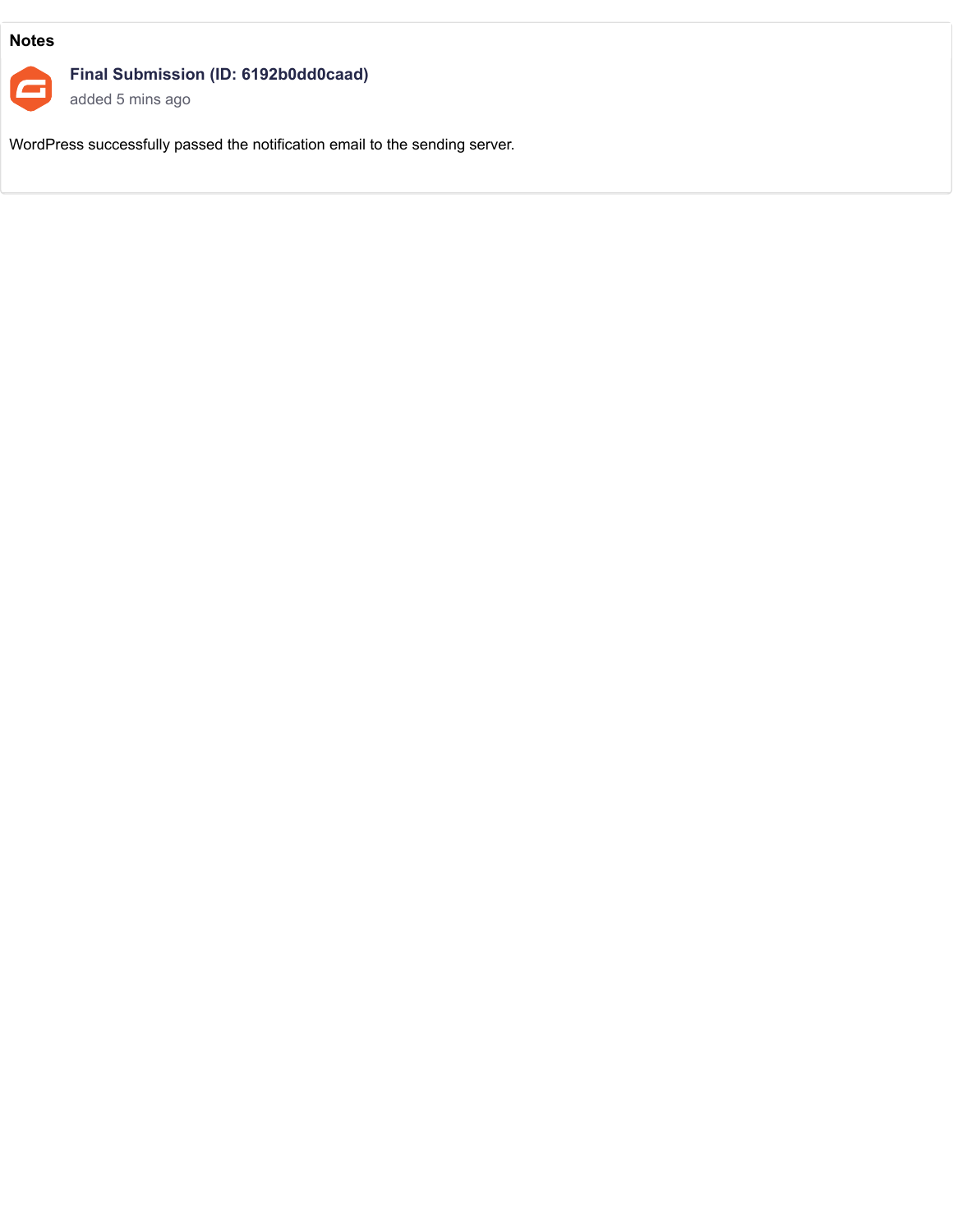## Notes

**Final Submission (ID: 6192b0dd0caad)**

added 5 mins ago

WordPress successfully passed the notification email to the sending server.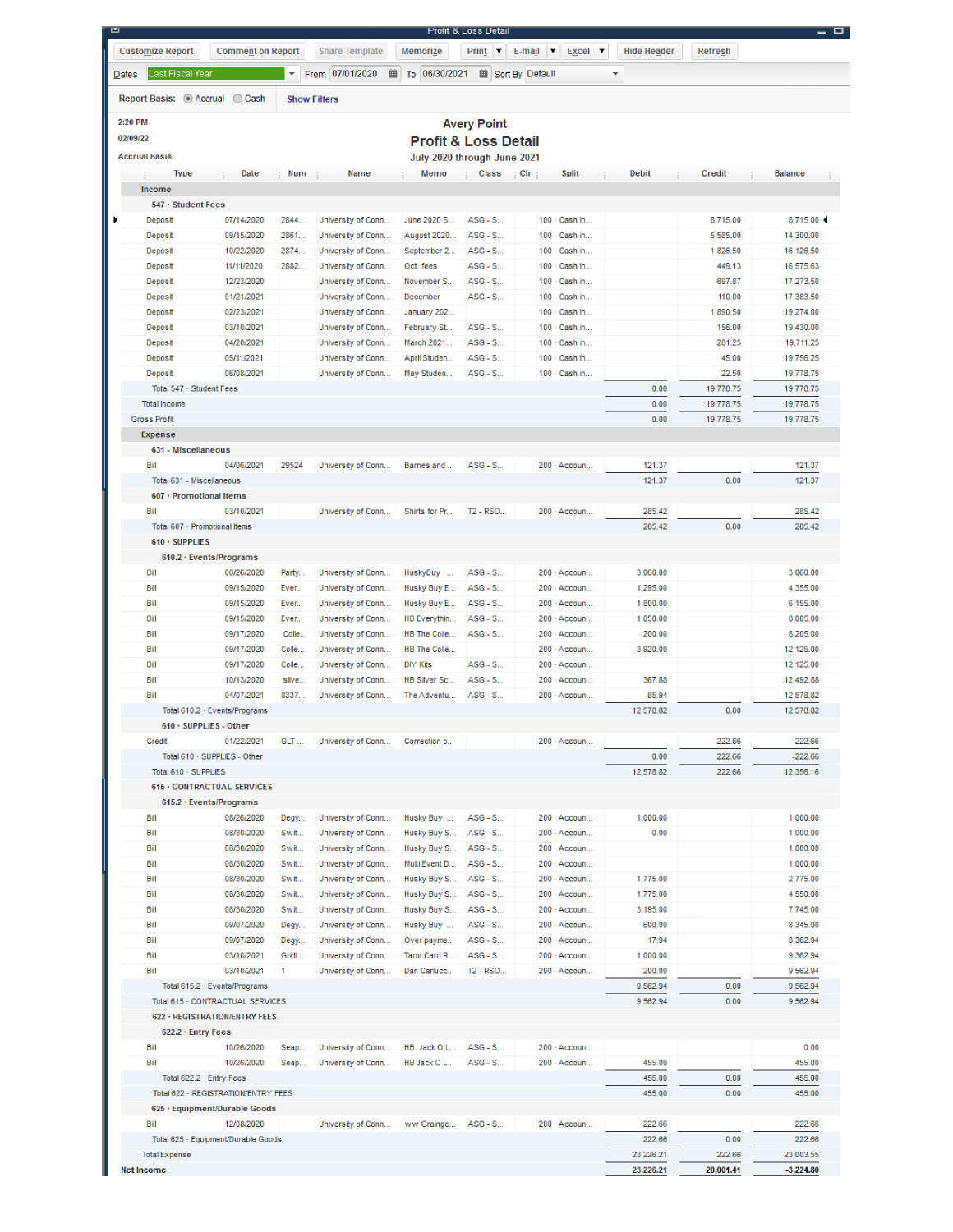Profit & Loss Detail

Customize Report | Comment on Report | Share Template | Memorize | Print | E-mail | Excel | Hide Header | Refresh

Dates: Last Fiscal Year | From 07/01/2020 | To 06/30/2021 | Sort By Default

Report Basis: Accrual / Cash | Show Filters

2:20 PM
02/09/22
Accrual Basis

# Avery Point

## Profit & Loss Detail

July 2020 through June 2021

| Type | Date | Num | Name | Memo | Class | Clr | Split | Debit | Credit | Balance |
|---|---|---|---|---|---|---|---|---|---|---|
| **Income** | | | | | | | | | | |
| **547 · Student Fees** | | | | | | | | | | |
| Deposit | 07/14/2020 | 2844... | University of Conn... | June 2020 S... | ASG - S... | | 100 · Cash in... | | 8,715.00 | 8,715.00 |
| Deposit | 09/15/2020 | 2861... | University of Conn... | August 2020... | ASG - S... | | 100 · Cash in... | | 5,585.00 | 14,300.00 |
| Deposit | 10/22/2020 | 2874... | University of Conn... | September 2... | ASG - S... | | 100 · Cash in... | | 1,826.50 | 16,126.50 |
| Deposit | 11/11/2020 | 2882... | University of Conn... | Oct. fees | ASG - S... | | 100 · Cash in... | | 449.13 | 16,575.63 |
| Deposit | 12/23/2020 | | University of Conn... | November S... | ASG - S... | | 100 · Cash in... | | 697.87 | 17,273.50 |
| Deposit | 01/21/2021 | | University of Conn... | December | ASG - S... | | 100 · Cash in... | | 110.00 | 17,383.50 |
| Deposit | 02/23/2021 | | University of Conn... | January 202... | | | 100 · Cash in... | | 1,890.50 | 19,274.00 |
| Deposit | 03/10/2021 | | University of Conn... | February St... | ASG - S... | | 100 · Cash in... | | 156.00 | 19,430.00 |
| Deposit | 04/20/2021 | | University of Conn... | March 2021... | ASG - S... | | 100 · Cash in... | | 281.25 | 19,711.25 |
| Deposit | 05/11/2021 | | University of Conn... | April Studen... | ASG - S... | | 100 · Cash in... | | 45.00 | 19,756.25 |
| Deposit | 06/08/2021 | | University of Conn... | May Studen... | ASG - S... | | 100 · Cash in... | | 22.50 | 19,778.75 |
| Total 547 · Student Fees | | | | | | | | 0.00 | 19,778.75 | 19,778.75 |
| Total Income | | | | | | | | 0.00 | 19,778.75 | 19,778.75 |
| Gross Profit | | | | | | | | 0.00 | 19,778.75 | 19,778.75 |
| **Expense** | | | | | | | | | | |
| **631 · Miscellaneous** | | | | | | | | | | |
| Bill | 04/06/2021 | 29524 | University of Conn... | Barnes and ... | ASG - S... | | 200 · Accoun... | 121.37 | | 121.37 |
| Total 631 · Miscellaneous | | | | | | | | 121.37 | 0.00 | 121.37 |
| **607 · Promotional Items** | | | | | | | | | | |
| Bill | 03/10/2021 | | University of Conn... | Shirts for Pr... | T2 - RSO... | | 200 · Accoun... | 285.42 | | 285.42 |
| Total 607 · Promotional Items | | | | | | | | 285.42 | 0.00 | 285.42 |
| **610 · SUPPLIES** | | | | | | | | | | |
| **610.2 · Events/Programs** | | | | | | | | | | |
| Bill | 08/26/2020 | Party... | University of Conn... | HuskyBuy ... | ASG - S... | | 200 · Accoun... | 3,060.00 | | 3,060.00 |
| Bill | 09/15/2020 | Ever... | University of Conn... | Husky Buy E... | ASG - S... | | 200 · Accoun... | 1,295.00 | | 4,355.00 |
| Bill | 09/15/2020 | Ever... | University of Conn... | Husky Buy E... | ASG - S... | | 200 · Accoun... | 1,800.00 | | 6,155.00 |
| Bill | 09/15/2020 | Ever... | University of Conn... | HB Everythin... | ASG - S... | | 200 · Accoun... | 1,850.00 | | 8,005.00 |
| Bill | 09/17/2020 | Colle... | University of Conn... | HB The Colle... | ASG - S... | | 200 · Accoun... | 200.00 | | 8,205.00 |
| Bill | 09/17/2020 | Colle... | University of Conn... | HB The Colle... | | | 200 · Accoun... | 3,920.00 | | 12,125.00 |
| Bill | 09/17/2020 | Colle... | University of Conn... | DIY Kits | ASG - S... | | 200 · Accoun... | | | 12,125.00 |
| Bill | 10/13/2020 | silve... | University of Conn... | HB Silver Sc... | ASG - S... | | 200 · Accoun... | 367.88 | | 12,492.88 |
| Bill | 04/07/2021 | 8337... | University of Conn... | The Adventu... | ASG - S... | | 200 · Accoun... | 85.94 | | 12,578.82 |
| Total 610.2 · Events/Programs | | | | | | | | 12,578.82 | 0.00 | 12,578.82 |
| **610 · SUPPLIES - Other** | | | | | | | | | | |
| Credit | 01/22/2021 | GLT ... | University of Conn... | Correction o... | | | 200 · Accoun... | | 222.66 | -222.66 |
| Total 610 · SUPPLIES - Other | | | | | | | | 0.00 | 222.66 | -222.66 |
| Total 610 · SUPPLIES | | | | | | | | 12,578.82 | 222.66 | 12,356.16 |
| **615 · CONTRACTUAL SERVICES** | | | | | | | | | | |
| **615.2 · Events/Programs** | | | | | | | | | | |
| Bill | 08/26/2020 | Degy... | University of Conn... | Husky Buy ... | ASG - S... | | 200 · Accoun... | 1,000.00 | | 1,000.00 |
| Bill | 08/30/2020 | Swit... | University of Conn... | Husky Buy S... | ASG - S... | | 200 · Accoun... | 0.00 | | 1,000.00 |
| Bill | 08/30/2020 | Swit... | University of Conn... | Husky Buy S... | ASG - S... | | 200 · Accoun... | | | 1,000.00 |
| Bill | 08/30/2020 | Swit... | University of Conn... | Multi Event D... | ASG - S... | | 200 · Accoun... | | | 1,000.00 |
| Bill | 08/30/2020 | Swit... | University of Conn... | Husky Buy S... | ASG - S... | | 200 · Accoun... | 1,775.00 | | 2,775.00 |
| Bill | 08/30/2020 | Swit... | University of Conn... | Husky Buy S... | ASG - S... | | 200 · Accoun... | 1,775.00 | | 4,550.00 |
| Bill | 08/30/2020 | Swit... | University of Conn... | Husky Buy S... | ASG - S... | | 200 · Accoun... | 3,195.00 | | 7,745.00 |
| Bill | 09/07/2020 | Degy... | University of Conn... | Husky Buy ... | ASG - S... | | 200 · Accoun... | 600.00 | | 8,345.00 |
| Bill | 09/07/2020 | Degy... | University of Conn... | Over payme... | ASG - S... | | 200 · Accoun... | 17.94 | | 8,362.94 |
| Bill | 03/10/2021 | Gridl... | University of Conn... | Tarot Card R... | ASG - S... | | 200 · Accoun... | 1,000.00 | | 9,362.94 |
| Bill | 03/10/2021 | 1 | University of Conn... | Dan Carlucc... | T2 - RSO... | | 200 · Accoun... | 200.00 | | 9,562.94 |
| Total 615.2 · Events/Programs | | | | | | | | 9,562.94 | 0.00 | 9,562.94 |
| Total 615 · CONTRACTUAL SERVICES | | | | | | | | 9,562.94 | 0.00 | 9,562.94 |
| **622 · REGISTRATION/ENTRY FEES** | | | | | | | | | | |
| **622.2 · Entry Fees** | | | | | | | | | | |
| Bill | 10/26/2020 | Seap... | University of Conn... | HB Jack O L... | ASG - S... | | 200 · Accoun... | | | 0.00 |
| Bill | 10/26/2020 | Seap... | University of Conn... | HB Jack O L... | ASG - S... | | 200 · Accoun... | 455.00 | | 455.00 |
| Total 622.2 · Entry Fees | | | | | | | | 455.00 | 0.00 | 455.00 |
| Total 622 · REGISTRATION/ENTRY FEES | | | | | | | | 455.00 | 0.00 | 455.00 |
| **625 · Equipment/Durable Goods** | | | | | | | | | | |
| Bill | 12/08/2020 | | University of Conn... | ww Grainge... | ASG - S... | | 200 · Accoun... | 222.66 | | 222.66 |
| Total 625 · Equipment/Durable Goods | | | | | | | | 222.66 | 0.00 | 222.66 |
| Total Expense | | | | | | | | 23,226.21 | 222.66 | 23,003.55 |
| **Net Income** | | | | | | | | **23,226.21** | **20,001.41** | **-3,224.80** |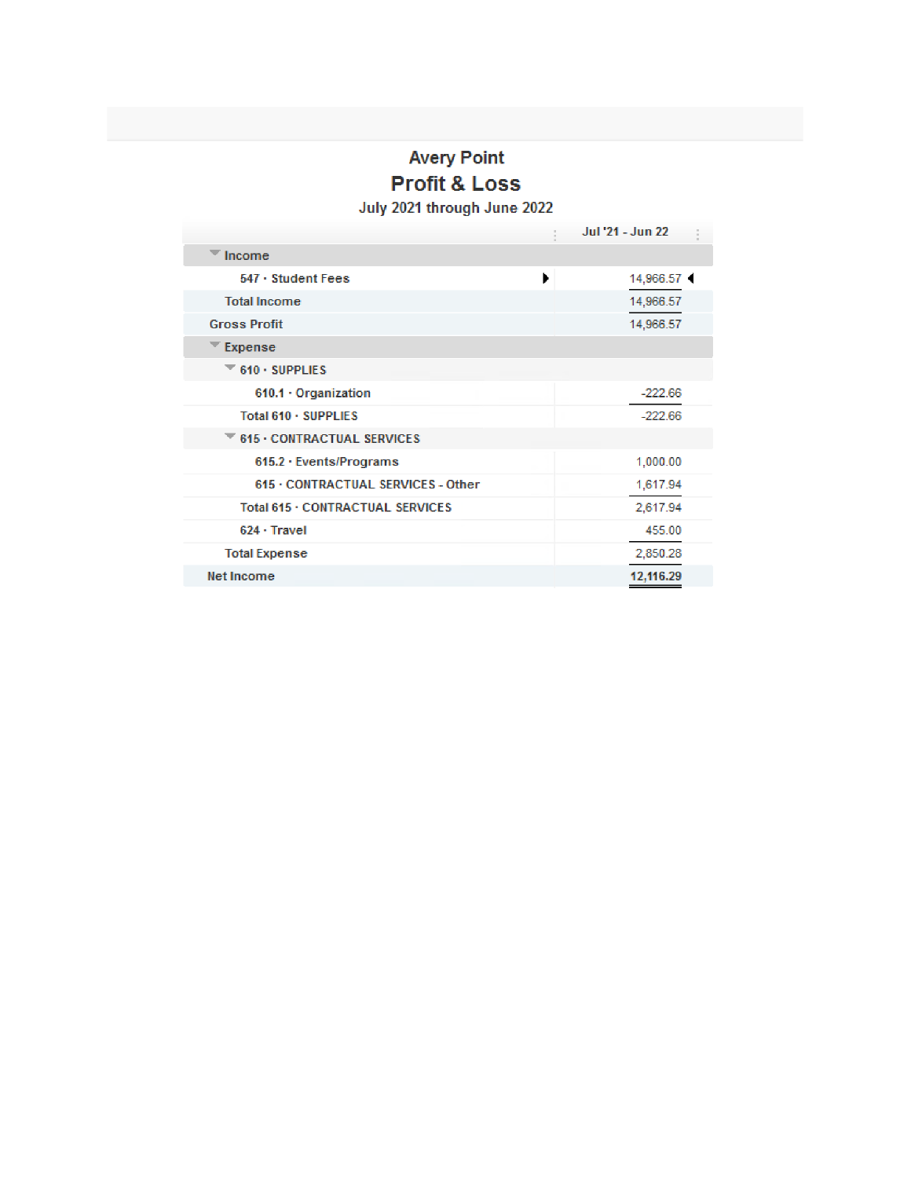# Avery Point

## Profit & Loss

### July 2021 through June 2022

| | Jul '21 - Jun 22 |
|---|---|
| **Income** | |
| 547 · Student Fees | 14,966.57 |
| Total Income | 14,966.57 |
| Gross Profit | 14,966.57 |
| **Expense** | |
| 610 · SUPPLIES | |
| 610.1 · Organization | -222.66 |
| Total 610 · SUPPLIES | -222.66 |
| 615 · CONTRACTUAL SERVICES | |
| 615.2 · Events/Programs | 1,000.00 |
| 615 · CONTRACTUAL SERVICES - Other | 1,617.94 |
| Total 615 · CONTRACTUAL SERVICES | 2,617.94 |
| 624 · Travel | 455.00 |
| Total Expense | 2,850.28 |
| **Net Income** | **12,116.29** |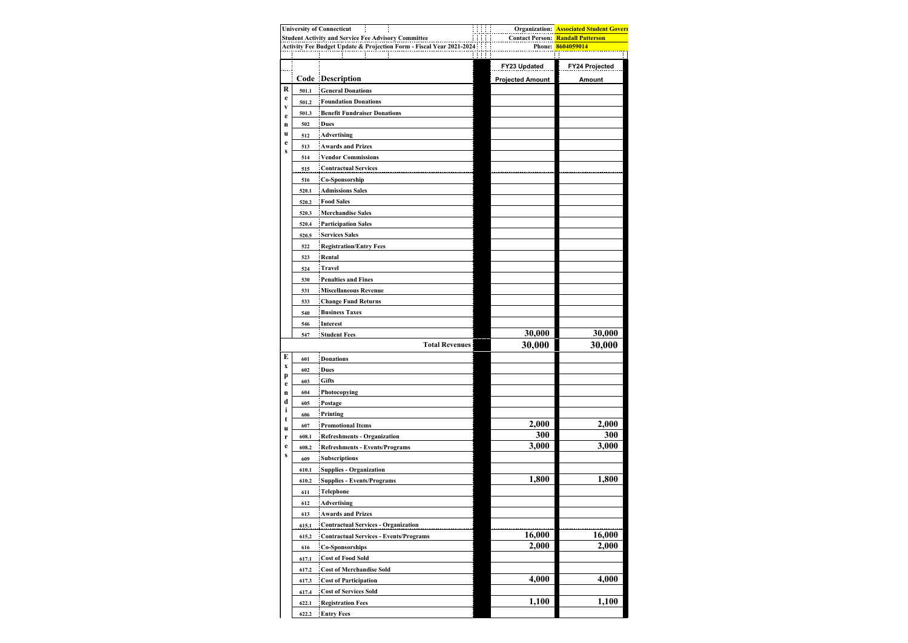University of Connecticut
Student Activity and Service Fee Advisory Committee
Activity Fee Budget Update & Projection Form - Fiscal Year 2021-2024

Organization: Associated Student Govern
Contact Person: Randall Patterson
Phone: 8604059014

| | Code | Description | FY23 Updated Projected Amount | FY24 Projected Amount |
|---|---|---|---|---|
| Revenues | 501.1 | General Donations | | |
| | 501.2 | Foundation Donations | | |
| | 501.3 | Benefit Fundraiser Donations | | |
| | 502 | Dues | | |
| | 512 | Advertising | | |
| | 513 | Awards and Prizes | | |
| | 514 | Vendor Commissions | | |
| | 515 | Contractual Services | | |
| | 516 | Co-Sponsorship | | |
| | 520.1 | Admissions Sales | | |
| | 520.2 | Food Sales | | |
| | 520.3 | Merchandise Sales | | |
| | 520.4 | Participation Sales | | |
| | 520.5 | Services Sales | | |
| | 522 | Registration/Entry Fees | | |
| | 523 | Rental | | |
| | 524 | Travel | | |
| | 530 | Penalties and Fines | | |
| | 531 | Miscellaneous Revenue | | |
| | 533 | Change Fund Returns | | |
| | 540 | Business Taxes | | |
| | 546 | Interest | | |
| | 547 | Student Fees | 30,000 | 30,000 |
| | | **Total Revenues** | **30,000** | **30,000** |
| Expenditures | 601 | Donations | | |
| | 602 | Dues | | |
| | 603 | Gifts | | |
| | 604 | Photocopying | | |
| | 605 | Postage | | |
| | 606 | Printing | | |
| | 607 | Promotional Items | 2,000 | 2,000 |
| | 608.1 | Refreshments - Organization | 300 | 300 |
| | 608.2 | Refreshments - Events/Programs | 3,000 | 3,000 |
| | 609 | Subscriptions | | |
| | 610.1 | Supplies - Organization | | |
| | 610.2 | Supplies - Events/Programs | 1,800 | 1,800 |
| | 611 | Telephone | | |
| | 612 | Advertising | | |
| | 613 | Awards and Prizes | | |
| | 615.1 | Contractual Services - Organization | | |
| | 615.2 | Contractual Services - Events/Programs | 16,000 | 16,000 |
| | 616 | Co-Sponsorships | 2,000 | 2,000 |
| | 617.1 | Cost of Food Sold | | |
| | 617.2 | Cost of Merchandise Sold | | |
| | 617.3 | Cost of Participation | 4,000 | 4,000 |
| | 617.4 | Cost of Services Sold | | |
| | 622.1 | Registration Fees | 1,100 | 1,100 |
| | 622.2 | Entry Fees | | |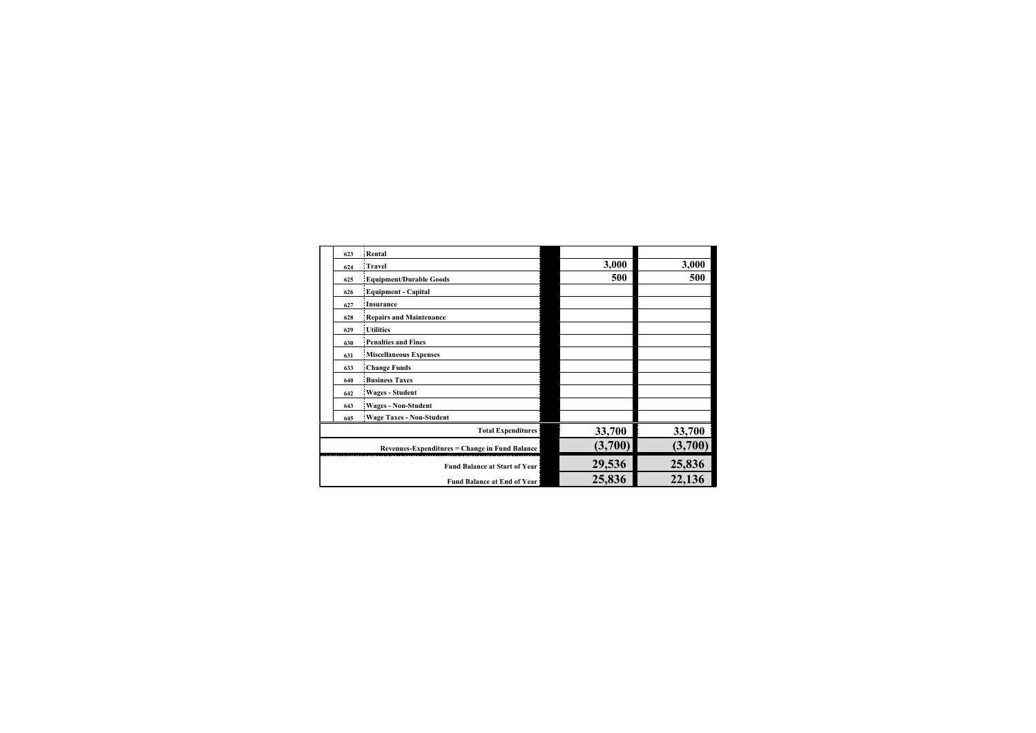| | | | |
|---|---|---|---|
| 623 | Rental | | |
| 624 | Travel | 3,000 | 3,000 |
| 625 | Equipment/Durable Goods | 500 | 500 |
| 626 | Equipment - Capital | | |
| 627 | Insurance | | |
| 628 | Repairs and Maintenance | | |
| 629 | Utilities | | |
| 630 | Penalties and Fines | | |
| 631 | Miscellaneous Expenses | | |
| 633 | Change Funds | | |
| 640 | Business Taxes | | |
| 642 | Wages - Student | | |
| 643 | Wages - Non-Student | | |
| 645 | Wage Taxes - Non-Student | | |
| | **Total Expenditures** | **33,700** | **33,700** |
| | **Revenues-Expenditures = Change in Fund Balance** | **(3,700)** | **(3,700)** |
| | **Fund Balance at Start of Year** | **29,536** | **25,836** |
| | **Fund Balance at End of Year** | **25,836** | **22,136** |